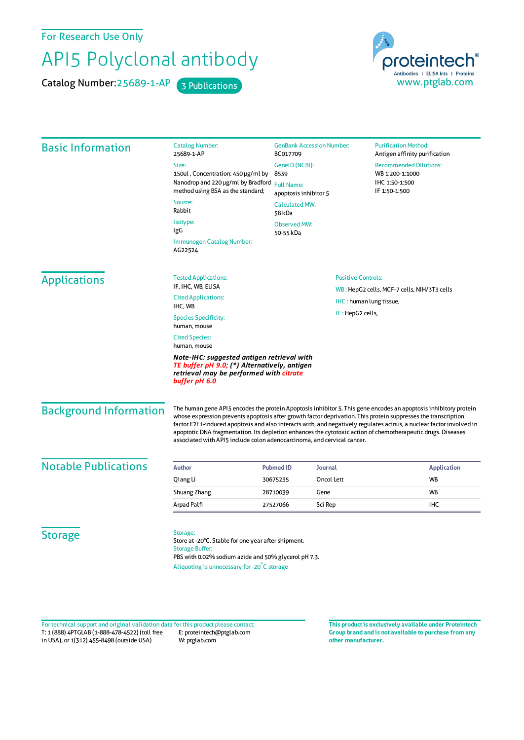For Research Use Only

# API5 Polyclonal antibody

Catalog Number: 25689-1-AP   3 Publications

proteintech® Antibodies | ELISA kits | Proteins
www.ptglab.com

## Basic Information

**Catalog Number:**
25689-1-AP

**Size:**
150ul , Concentration: 450 μg/ml by Nanodrop and 220 μg/ml by Bradford method using BSA as the standard;

**Source:**
Rabbit

**Isotype:**
IgG

**Immunogen Catalog Number:**
AG22524

**GenBank Accession Number:**
BC017709

**GeneID (NCBI):**
8539

**Full Name:**
apoptosis inhibitor 5

**Calculated MW:**
58 kDa

**Observed MW:**
50-55 kDa

**Purification Method:**
Antigen affinity purification

**Recommended Dilutions:**
WB 1:200-1:1000
IHC 1:50-1:500
IF 1:50-1:500

## Applications

**Tested Applications:**
IF, IHC, WB, ELISA

**Cited Applications:**
IHC, WB

**Species Specificity:**
human, mouse

**Cited Species:**
human, mouse

***Note-IHC: suggested antigen retrieval with TE buffer pH 9.0; (\*) Alternatively, antigen retrieval may be performed with citrate buffer pH 6.0***

**Positive Controls:**

WB : HepG2 cells, MCF-7 cells, NIH/3T3 cells

IHC : human lung tissue,

IF : HepG2 cells,

## Background Information

The human gene API5 encodes the protein Apoptosis inhibitor 5. This gene encodes an apoptosis inhibitory protein whose expression prevents apoptosis after growth factor deprivation. This protein suppresses the transcription factor E2F1-induced apoptosis and also interacts with, and negatively regulates acinus, a nuclear factor involved in apoptotic DNA fragmentation. Its depletion enhances the cytotoxic action of chemotherapeutic drugs. Diseases associated with API5 include colon adenocarcinoma, and cervical cancer.

## Notable Publications

| Author | Pubmed ID | Journal | Application |
|---|---|---|---|
| Qiang Li | 30675235 | Oncol Lett | WB |
| Shuang Zhang | 28710039 | Gene | WB |
| Arpad Palfi | 27527066 | Sci Rep | IHC |

## Storage

**Storage:**
Store at -20°C. Stable for one year after shipment.

**Storage Buffer:**
PBS with 0.02% sodium azide and 50% glycerol pH 7.3.

Aliquoting is unnecessary for -20°C storage

For technical support and original validation data for this product please contact:
T: 1 (888) 4PTGLAB (1-888-478-4522) (toll free in USA), or 1(312) 455-8498 (outside USA)
E: proteintech@ptglab.com
W: ptglab.com

**This product is exclusively available under Proteintech Group brand and is not available to purchase from any other manufacturer.**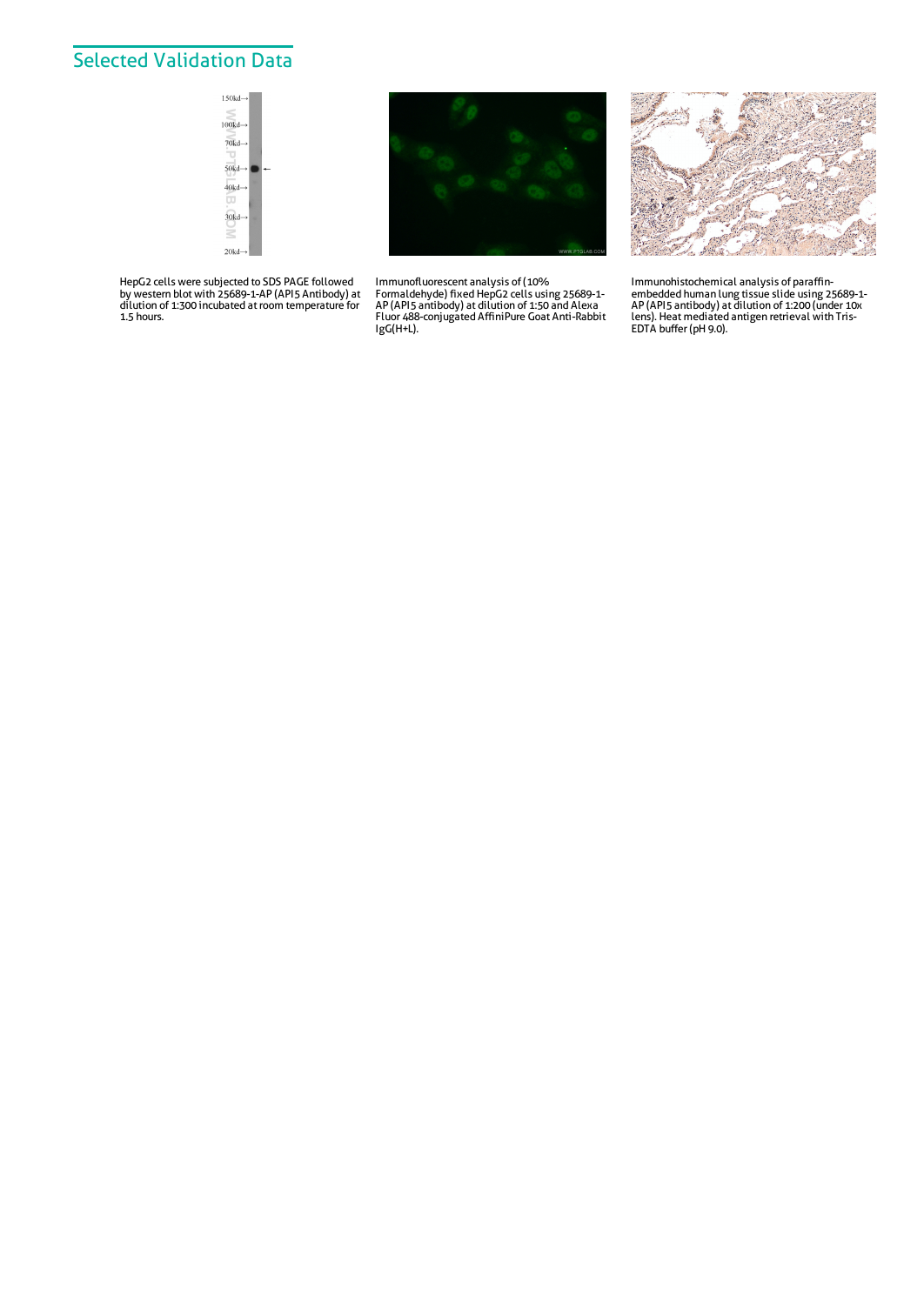## Selected Validation Data

150kd→
100kd→
70kd→
50kd→
40kd→
30kd→
20kd→

HepG2 cells were subjected to SDS PAGE followed by western blot with 25689-1-AP (API5 Antibody) at dilution of 1:300 incubated at room temperature for 1.5 hours.

Immunofluorescent analysis of (10% Formaldehyde) fixed HepG2 cells using 25689-1-AP (API5 antibody) at dilution of 1:50 and Alexa Fluor 488-conjugated AffiniPure Goat Anti-Rabbit IgG(H+L).

Immunohistochemical analysis of paraffin-embedded human lung tissue slide using 25689-1-AP (API5 antibody) at dilution of 1:200 (under 10x lens). Heat mediated antigen retrieval with Tris-EDTA buffer (pH 9.0).